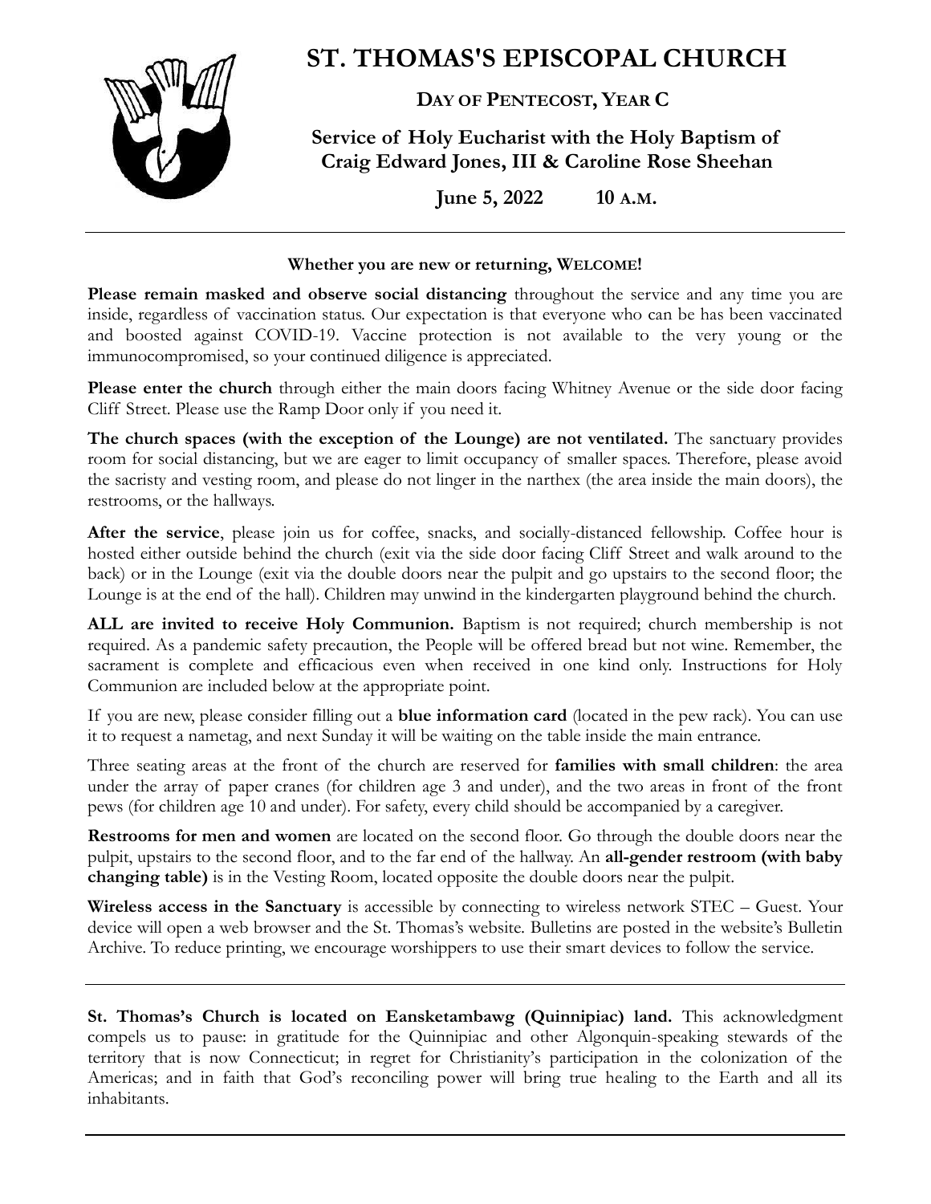# ST. THOMAS'S EPISCOPAL CHURCH

## DAY OF PENTECOST, YEAR C

## Service of Holy Eucharist with the Holy Baptism of Craig Edward Jones, III & Caroline Rose Sheehan

**June 5, 2022 10 A.M.**

---

**Whether you are new or returning, WELCOME!**

**Please remain masked and observe social distancing** throughout the service and any time you are inside, regardless of vaccination status. Our expectation is that everyone who can be has been vaccinated and boosted against COVID-19. Vaccine protection is not available to the very young or the immunocompromised, so your continued diligence is appreciated.

**Please enter the church** through either the main doors facing Whitney Avenue or the side door facing Cliff Street. Please use the Ramp Door only if you need it.

**The church spaces (with the exception of the Lounge) are not ventilated.** The sanctuary provides room for social distancing, but we are eager to limit occupancy of smaller spaces. Therefore, please avoid the sacristy and vesting room, and please do not linger in the narthex (the area inside the main doors), the restrooms, or the hallways.

**After the service**, please join us for coffee, snacks, and socially-distanced fellowship. Coffee hour is hosted either outside behind the church (exit via the side door facing Cliff Street and walk around to the back) or in the Lounge (exit via the double doors near the pulpit and go upstairs to the second floor; the Lounge is at the end of the hall). Children may unwind in the kindergarten playground behind the church.

**ALL are invited to receive Holy Communion.** Baptism is not required; church membership is not required. As a pandemic safety precaution, the People will be offered bread but not wine. Remember, the sacrament is complete and efficacious even when received in one kind only. Instructions for Holy Communion are included below at the appropriate point.

If you are new, please consider filling out a **blue information card** (located in the pew rack). You can use it to request a nametag, and next Sunday it will be waiting on the table inside the main entrance.

Three seating areas at the front of the church are reserved for **families with small children**: the area under the array of paper cranes (for children age 3 and under), and the two areas in front of the front pews (for children age 10 and under). For safety, every child should be accompanied by a caregiver.

**Restrooms for men and women** are located on the second floor. Go through the double doors near the pulpit, upstairs to the second floor, and to the far end of the hallway. An **all-gender restroom (with baby changing table)** is in the Vesting Room, located opposite the double doors near the pulpit.

**Wireless access in the Sanctuary** is accessible by connecting to wireless network STEC – Guest. Your device will open a web browser and the St. Thomas's website. Bulletins are posted in the website's Bulletin Archive. To reduce printing, we encourage worshippers to use their smart devices to follow the service.

---

**St. Thomas's Church is located on Eansketambawg (Quinnipiac) land.** This acknowledgment compels us to pause: in gratitude for the Quinnipiac and other Algonquin-speaking stewards of the territory that is now Connecticut; in regret for Christianity's participation in the colonization of the Americas; and in faith that God's reconciling power will bring true healing to the Earth and all its inhabitants.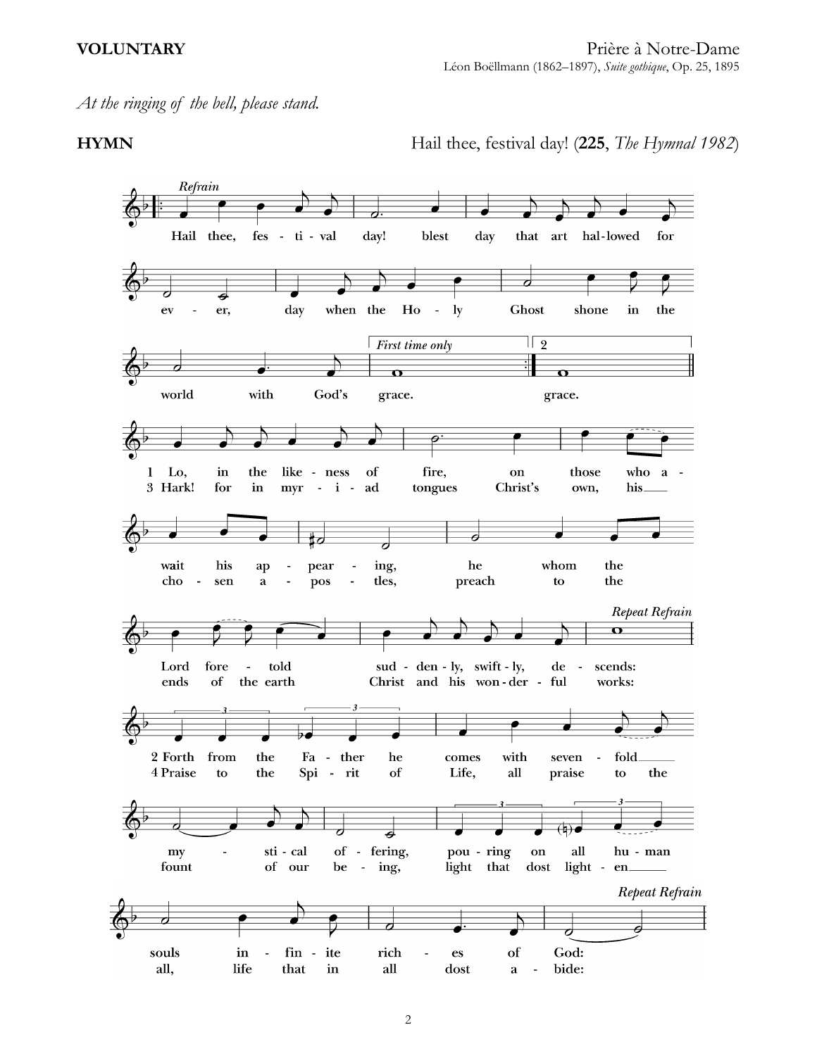**VOLUNTARY** Prière à Notre-Dame

Léon Boëllmann (1862–1897), *Suite gothique*, Op. 25, 1895

*At the ringing of the bell, please stand.*

**HYMN** Hail thee, festival day! (**225**, *The Hymnal 1982*)

*Refrain*

Hail thee, festival day! blest day that art hallowed for ever, day when the Holy Ghost shone in the world with God's grace.

1 Lo, in the likeness of fire, on those who await his appearing, he whom the Lord foretold suddenly, swiftly, descends: *Repeat Refrain*

2 Forth from the Father he comes with sevenfold mystical offering, pouring on all human souls infinite riches of God: *Repeat Refrain*

3 Hark! for in myriad tongues Christ's own, his chosen apostles, preach to the ends of the earth Christ and his wonderful works: *Repeat Refrain*

4 Praise to the Spirit of Life, all praise to the fount of our being, light that dost lighten all, life that in all dost abide: *Repeat Refrain*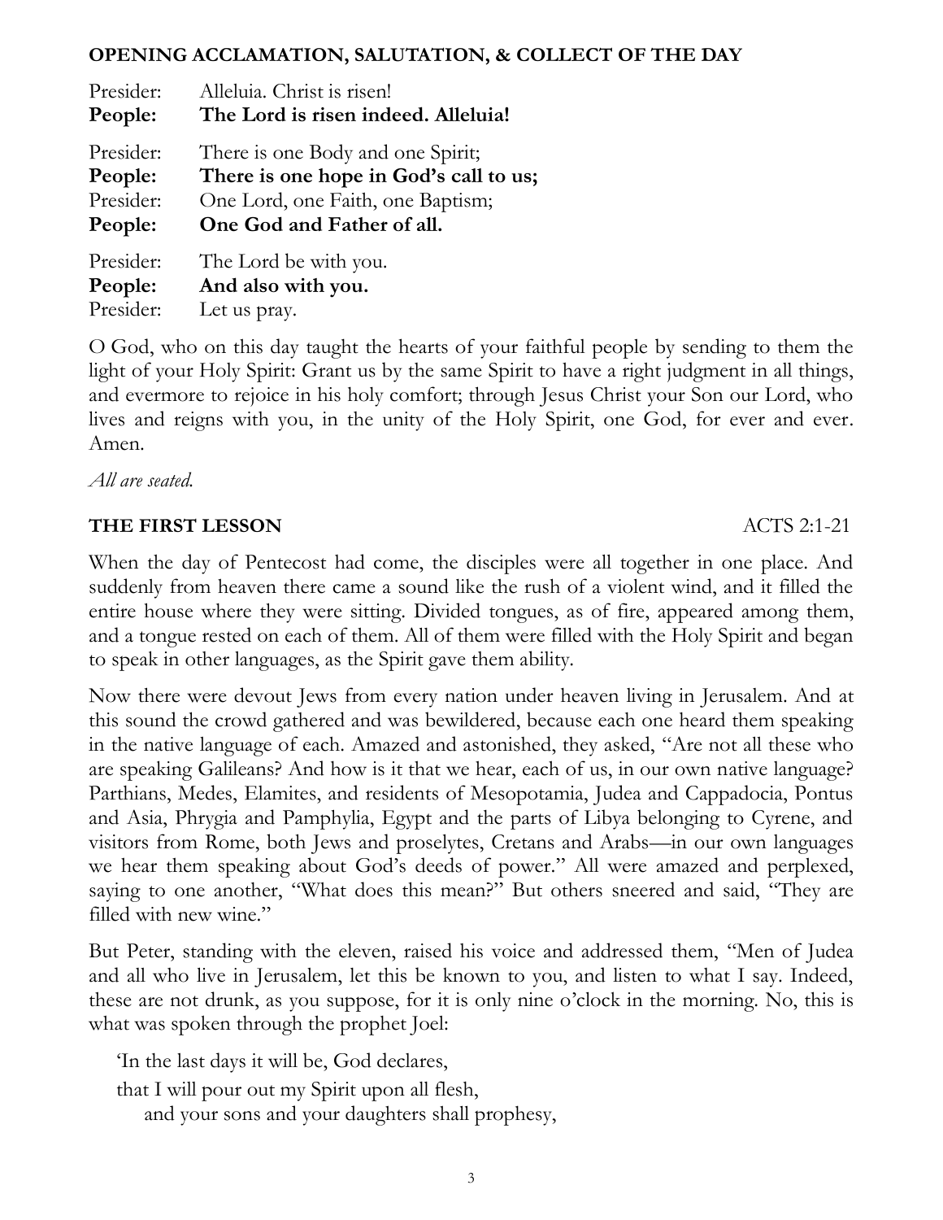**OPENING ACCLAMATION, SALUTATION, & COLLECT OF THE DAY**

Presider: Alleluia. Christ is risen!
**People: The Lord is risen indeed. Alleluia!**

Presider: There is one Body and one Spirit;
**People: There is one hope in God's call to us;**
Presider: One Lord, one Faith, one Baptism;
**People: One God and Father of all.**

Presider: The Lord be with you.
**People: And also with you.**
Presider: Let us pray.

O God, who on this day taught the hearts of your faithful people by sending to them the light of your Holy Spirit: Grant us by the same Spirit to have a right judgment in all things, and evermore to rejoice in his holy comfort; through Jesus Christ your Son our Lord, who lives and reigns with you, in the unity of the Holy Spirit, one God, for ever and ever. Amen.

*All are seated.*

**THE FIRST LESSON** ACTS 2:1-21

When the day of Pentecost had come, the disciples were all together in one place. And suddenly from heaven there came a sound like the rush of a violent wind, and it filled the entire house where they were sitting. Divided tongues, as of fire, appeared among them, and a tongue rested on each of them. All of them were filled with the Holy Spirit and began to speak in other languages, as the Spirit gave them ability.

Now there were devout Jews from every nation under heaven living in Jerusalem. And at this sound the crowd gathered and was bewildered, because each one heard them speaking in the native language of each. Amazed and astonished, they asked, "Are not all these who are speaking Galileans? And how is it that we hear, each of us, in our own native language? Parthians, Medes, Elamites, and residents of Mesopotamia, Judea and Cappadocia, Pontus and Asia, Phrygia and Pamphylia, Egypt and the parts of Libya belonging to Cyrene, and visitors from Rome, both Jews and proselytes, Cretans and Arabs—in our own languages we hear them speaking about God's deeds of power." All were amazed and perplexed, saying to one another, "What does this mean?" But others sneered and said, "They are filled with new wine."

But Peter, standing with the eleven, raised his voice and addressed them, "Men of Judea and all who live in Jerusalem, let this be known to you, and listen to what I say. Indeed, these are not drunk, as you suppose, for it is only nine o'clock in the morning. No, this is what was spoken through the prophet Joel:

'In the last days it will be, God declares,
that I will pour out my Spirit upon all flesh,
and your sons and your daughters shall prophesy,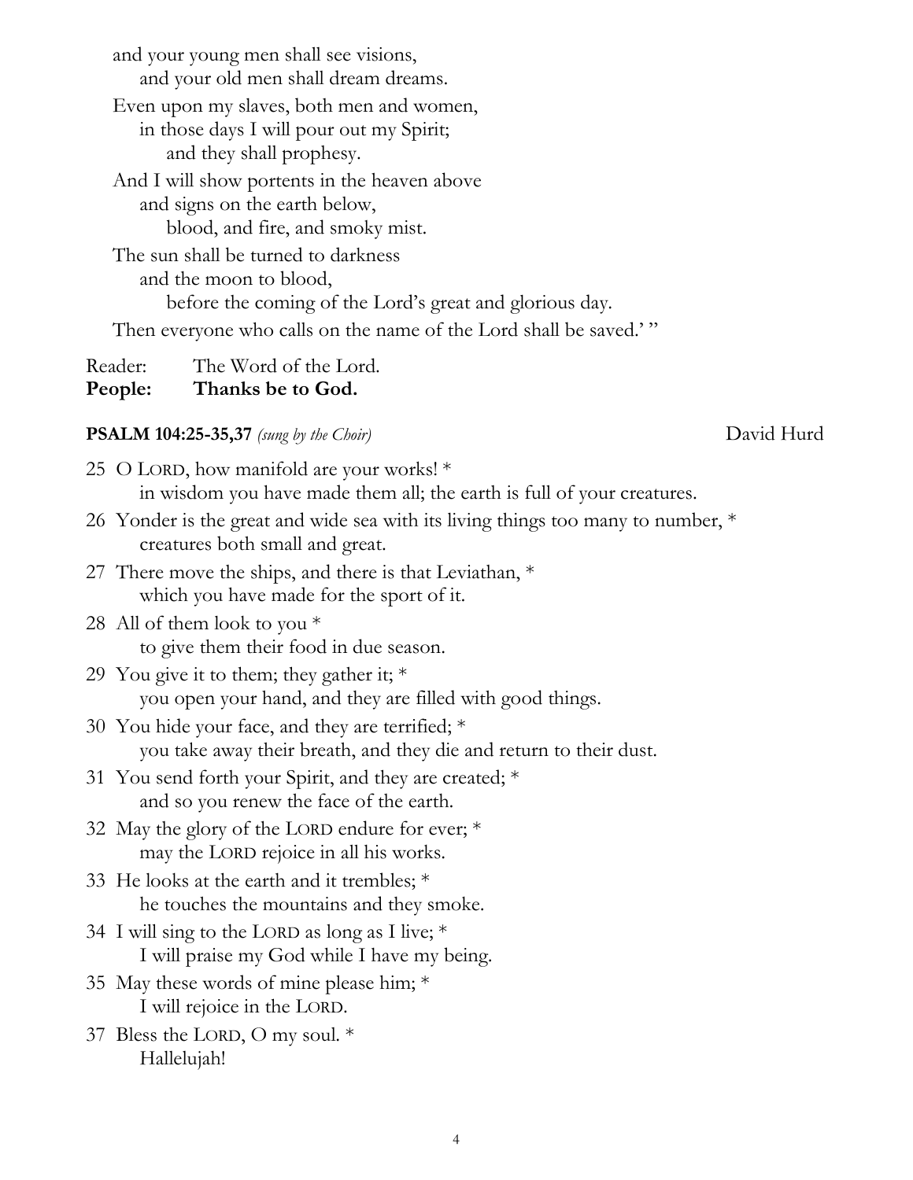and your young men shall see visions,
  and your old men shall dream dreams.
Even upon my slaves, both men and women,
  in those days I will pour out my Spirit;
    and they shall prophesy.
And I will show portents in the heaven above
  and signs on the earth below,
    blood, and fire, and smoky mist.
The sun shall be turned to darkness
  and the moon to blood,
    before the coming of the Lord's great and glorious day.
Then everyone who calls on the name of the Lord shall be saved.' "

Reader: The Word of the Lord.
**People: Thanks be to God.**

**PSALM 104:25-35,37** *(sung by the Choir)* David Hurd

25 O LORD, how manifold are your works! *
  in wisdom you have made them all; the earth is full of your creatures.

26 Yonder is the great and wide sea with its living things too many to number, *
  creatures both small and great.

27 There move the ships, and there is that Leviathan, *
  which you have made for the sport of it.

28 All of them look to you *
  to give them their food in due season.

29 You give it to them; they gather it; *
  you open your hand, and they are filled with good things.

30 You hide your face, and they are terrified; *
  you take away their breath, and they die and return to their dust.

31 You send forth your Spirit, and they are created; *
  and so you renew the face of the earth.

32 May the glory of the LORD endure for ever; *
  may the LORD rejoice in all his works.

33 He looks at the earth and it trembles; *
  he touches the mountains and they smoke.

34 I will sing to the LORD as long as I live; *
  I will praise my God while I have my being.

35 May these words of mine please him; *
  I will rejoice in the LORD.

37 Bless the LORD, O my soul. *
  Hallelujah!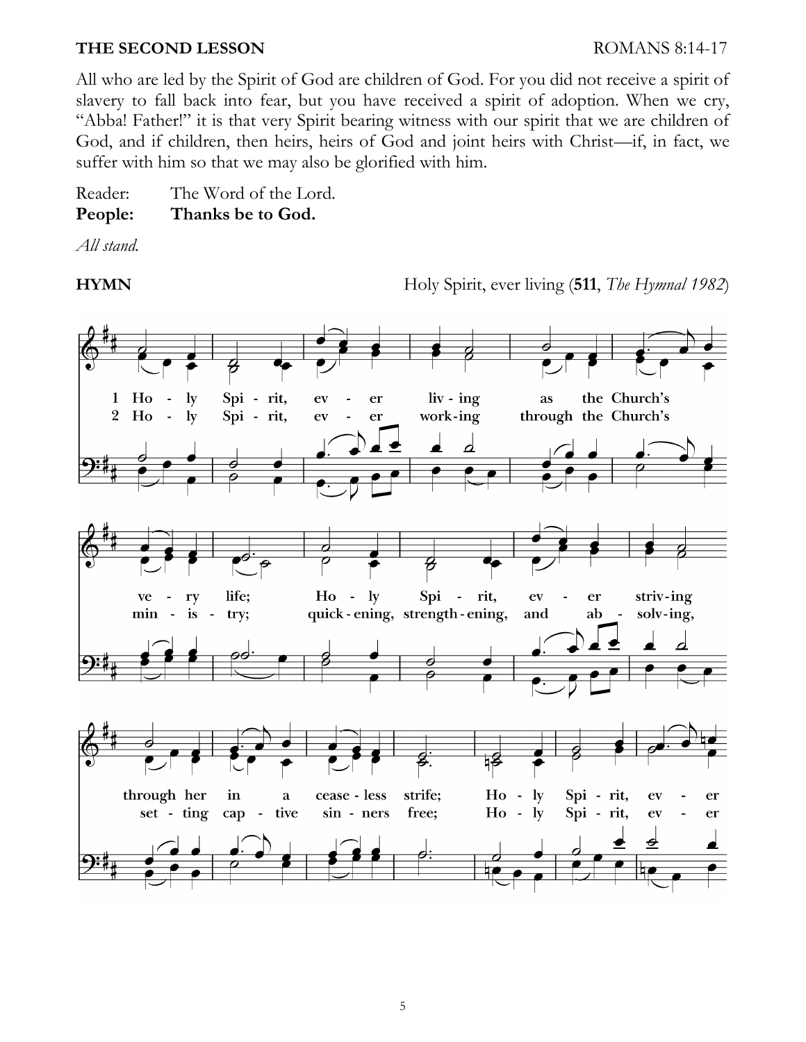**THE SECOND LESSON** ROMANS 8:14-17

All who are led by the Spirit of God are children of God. For you did not receive a spirit of slavery to fall back into fear, but you have received a spirit of adoption. When we cry, “Abba! Father!” it is that very Spirit bearing witness with our spirit that we are children of God, and if children, then heirs, heirs of God and joint heirs with Christ—if, in fact, we suffer with him so that we may also be glorified with him.

Reader: The Word of the Lord.
**People: Thanks be to God.**

*All stand.*

**HYMN** Holy Spirit, ever living (**511**, *The Hymnal 1982*)

1 Ho - ly Spi - rit, ev - er liv - ing as the Church's ve - ry life; Ho - ly Spi - rit, ev - er striv - ing through her in a cease - less strife; Ho - ly Spi - rit, ev - er

2 Ho - ly Spi - rit, ev - er work - ing through the Church's min - is - try; quick - ening, strength - ening, and ab - solv - ing, set - ting cap - tive sin - ners free; Ho - ly Spi - rit, ev - er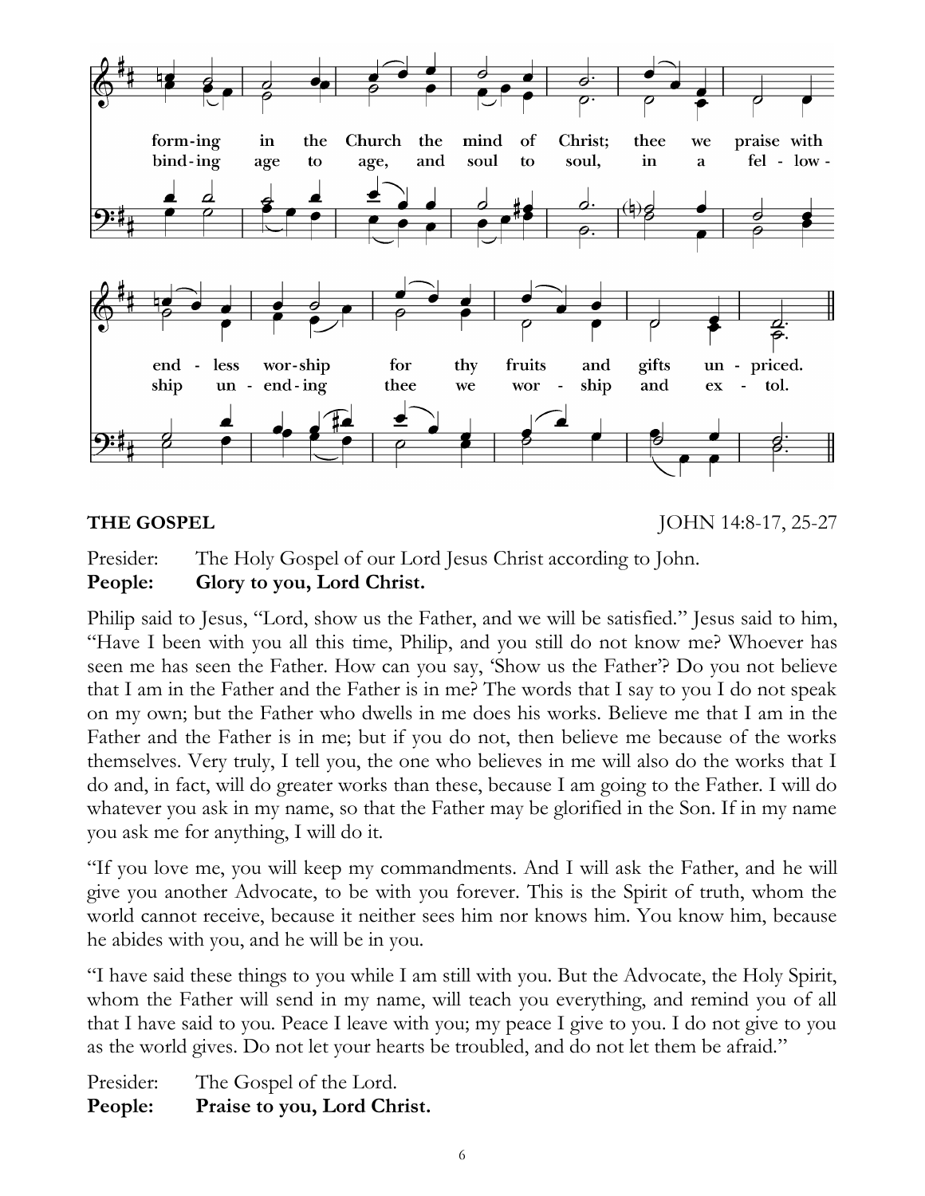forming in the Church the mind of Christ; thee we praise with endless worship for thy fruits and gifts unpriced.

binding age to age, and soul to soul, in a fellowship unending thee we worship and extol.

**THE GOSPEL** JOHN 14:8-17, 25-27

Presider: The Holy Gospel of our Lord Jesus Christ according to John.
**People: Glory to you, Lord Christ.**

Philip said to Jesus, "Lord, show us the Father, and we will be satisfied." Jesus said to him, "Have I been with you all this time, Philip, and you still do not know me? Whoever has seen me has seen the Father. How can you say, 'Show us the Father'? Do you not believe that I am in the Father and the Father is in me? The words that I say to you I do not speak on my own; but the Father who dwells in me does his works. Believe me that I am in the Father and the Father is in me; but if you do not, then believe me because of the works themselves. Very truly, I tell you, the one who believes in me will also do the works that I do and, in fact, will do greater works than these, because I am going to the Father. I will do whatever you ask in my name, so that the Father may be glorified in the Son. If in my name you ask me for anything, I will do it.

"If you love me, you will keep my commandments. And I will ask the Father, and he will give you another Advocate, to be with you forever. This is the Spirit of truth, whom the world cannot receive, because it neither sees him nor knows him. You know him, because he abides with you, and he will be in you.

"I have said these things to you while I am still with you. But the Advocate, the Holy Spirit, whom the Father will send in my name, will teach you everything, and remind you of all that I have said to you. Peace I leave with you; my peace I give to you. I do not give to you as the world gives. Do not let your hearts be troubled, and do not let them be afraid."

Presider: The Gospel of the Lord.
**People: Praise to you, Lord Christ.**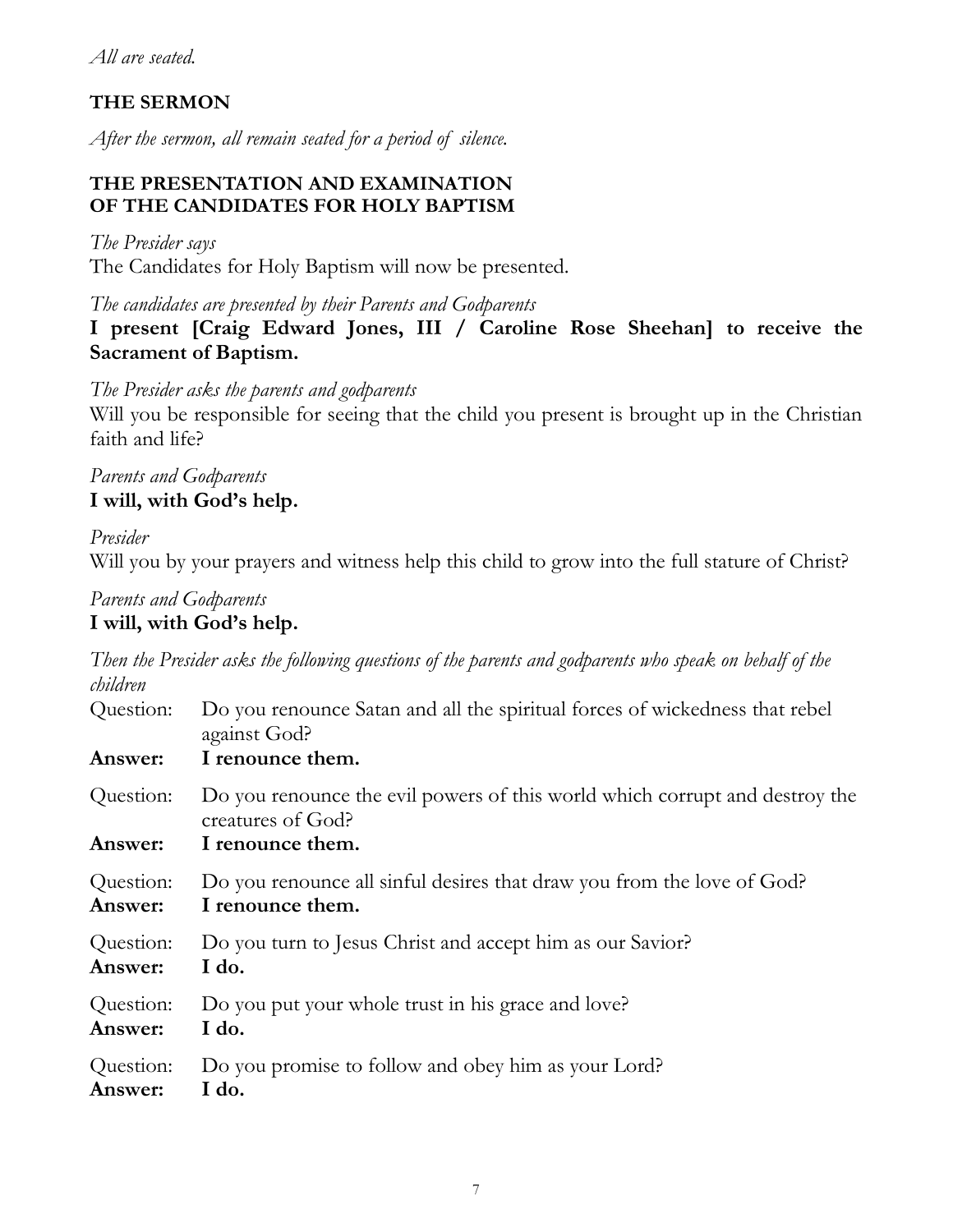*All are seated.*

**THE SERMON**

*After the sermon, all remain seated for a period of silence.*

**THE PRESENTATION AND EXAMINATION OF THE CANDIDATES FOR HOLY BAPTISM**

*The Presider says*
The Candidates for Holy Baptism will now be presented.

*The candidates are presented by their Parents and Godparents*
**I present [Craig Edward Jones, III / Caroline Rose Sheehan] to receive the Sacrament of Baptism.**

*The Presider asks the parents and godparents*
Will you be responsible for seeing that the child you present is brought up in the Christian faith and life?

*Parents and Godparents*
**I will, with God's help.**

*Presider*
Will you by your prayers and witness help this child to grow into the full stature of Christ?

*Parents and Godparents*
**I will, with God's help.**

*Then the Presider asks the following questions of the parents and godparents who speak on behalf of the children*

Question: Do you renounce Satan and all the spiritual forces of wickedness that rebel against God?
**Answer: I renounce them.**

Question: Do you renounce the evil powers of this world which corrupt and destroy the creatures of God?
**Answer: I renounce them.**

Question: Do you renounce all sinful desires that draw you from the love of God?
**Answer: I renounce them.**

Question: Do you turn to Jesus Christ and accept him as our Savior?
**Answer: I do.**

Question: Do you put your whole trust in his grace and love?
**Answer: I do.**

Question: Do you promise to follow and obey him as your Lord?
**Answer: I do.**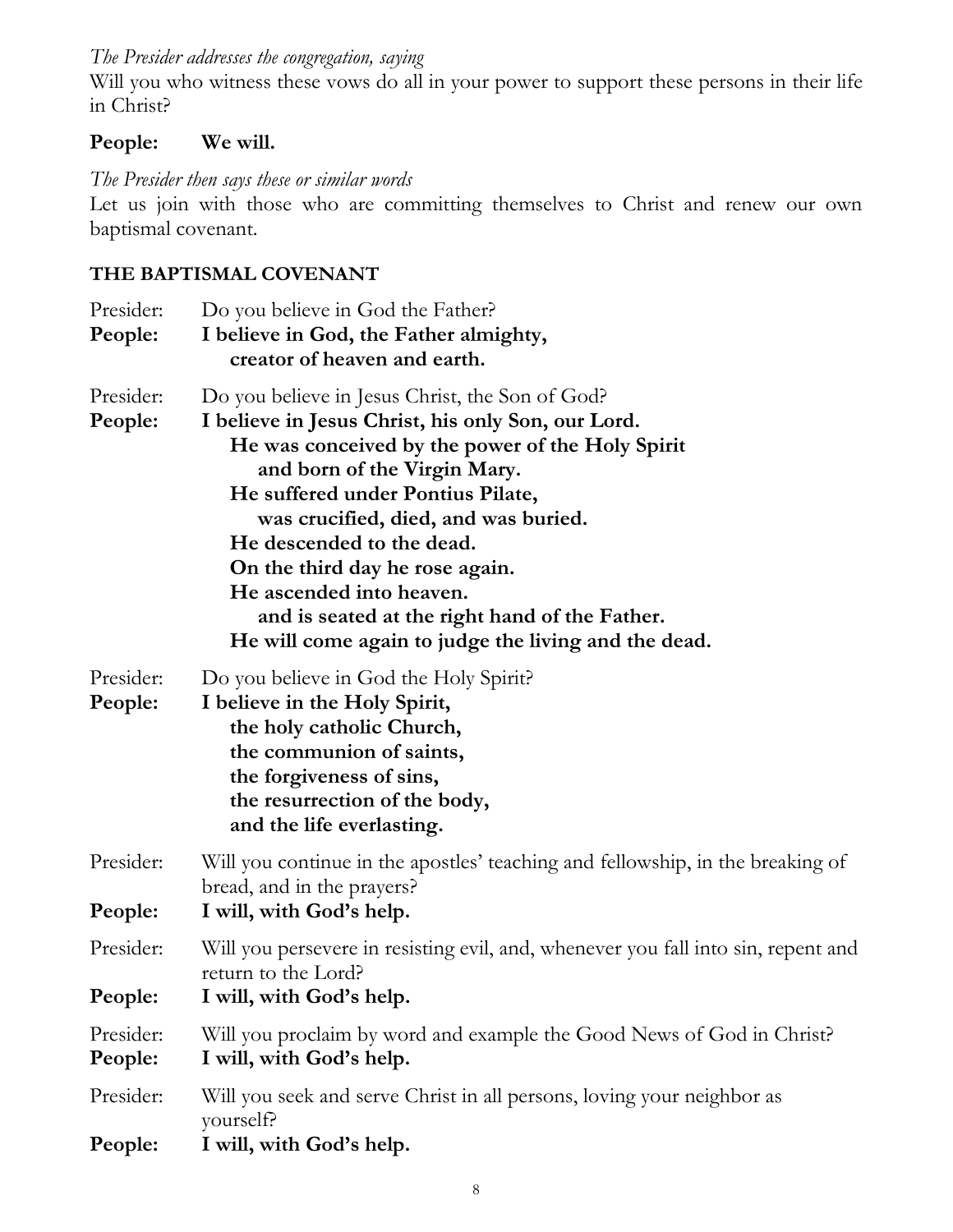*The Presider addresses the congregation, saying*

Will you who witness these vows do all in your power to support these persons in their life in Christ?

**People: We will.**

*The Presider then says these or similar words*

Let us join with those who are committing themselves to Christ and renew our own baptismal covenant.

**THE BAPTISMAL COVENANT**

Presider: Do you believe in God the Father?

**People: I believe in God, the Father almighty,
creator of heaven and earth.**

Presider: Do you believe in Jesus Christ, the Son of God?

**People: I believe in Jesus Christ, his only Son, our Lord.
He was conceived by the power of the Holy Spirit
and born of the Virgin Mary.
He suffered under Pontius Pilate,
was crucified, died, and was buried.
He descended to the dead.
On the third day he rose again.
He ascended into heaven.
and is seated at the right hand of the Father.
He will come again to judge the living and the dead.**

Presider: Do you believe in God the Holy Spirit?

**People: I believe in the Holy Spirit,
the holy catholic Church,
the communion of saints,
the forgiveness of sins,
the resurrection of the body,
and the life everlasting.**

Presider: Will you continue in the apostles' teaching and fellowship, in the breaking of bread, and in the prayers?

**People: I will, with God's help.**

Presider: Will you persevere in resisting evil, and, whenever you fall into sin, repent and return to the Lord?

**People: I will, with God's help.**

Presider: Will you proclaim by word and example the Good News of God in Christ?

**People: I will, with God's help.**

Presider: Will you seek and serve Christ in all persons, loving your neighbor as yourself?

**People: I will, with God's help.**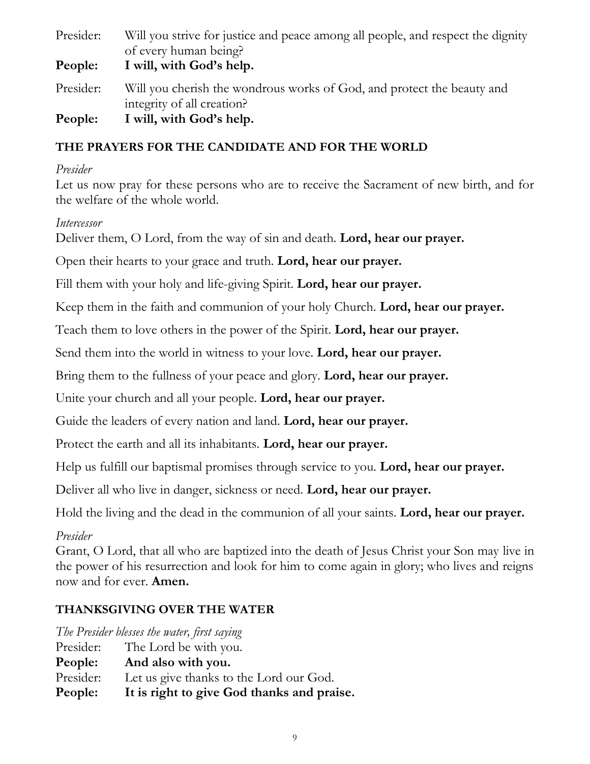Presider: Will you strive for justice and peace among all people, and respect the dignity of every human being?

**People: I will, with God's help.**

Presider: Will you cherish the wondrous works of God, and protect the beauty and integrity of all creation?

**People: I will, with God's help.**

## THE PRAYERS FOR THE CANDIDATE AND FOR THE WORLD

*Presider*

Let us now pray for these persons who are to receive the Sacrament of new birth, and for the welfare of the whole world.

*Intercessor*

Deliver them, O Lord, from the way of sin and death. **Lord, hear our prayer.**

Open their hearts to your grace and truth. **Lord, hear our prayer.**

Fill them with your holy and life-giving Spirit. **Lord, hear our prayer.**

Keep them in the faith and communion of your holy Church. **Lord, hear our prayer.**

Teach them to love others in the power of the Spirit. **Lord, hear our prayer.**

Send them into the world in witness to your love. **Lord, hear our prayer.**

Bring them to the fullness of your peace and glory. **Lord, hear our prayer.**

Unite your church and all your people. **Lord, hear our prayer.**

Guide the leaders of every nation and land. **Lord, hear our prayer.**

Protect the earth and all its inhabitants. **Lord, hear our prayer.**

Help us fulfill our baptismal promises through service to you. **Lord, hear our prayer.**

Deliver all who live in danger, sickness or need. **Lord, hear our prayer.**

Hold the living and the dead in the communion of all your saints. **Lord, hear our prayer.**

*Presider*

Grant, O Lord, that all who are baptized into the death of Jesus Christ your Son may live in the power of his resurrection and look for him to come again in glory; who lives and reigns now and for ever. **Amen.**

## THANKSGIVING OVER THE WATER

*The Presider blesses the water, first saying*

Presider: The Lord be with you.

**People: And also with you.**

Presider: Let us give thanks to the Lord our God.

**People: It is right to give God thanks and praise.**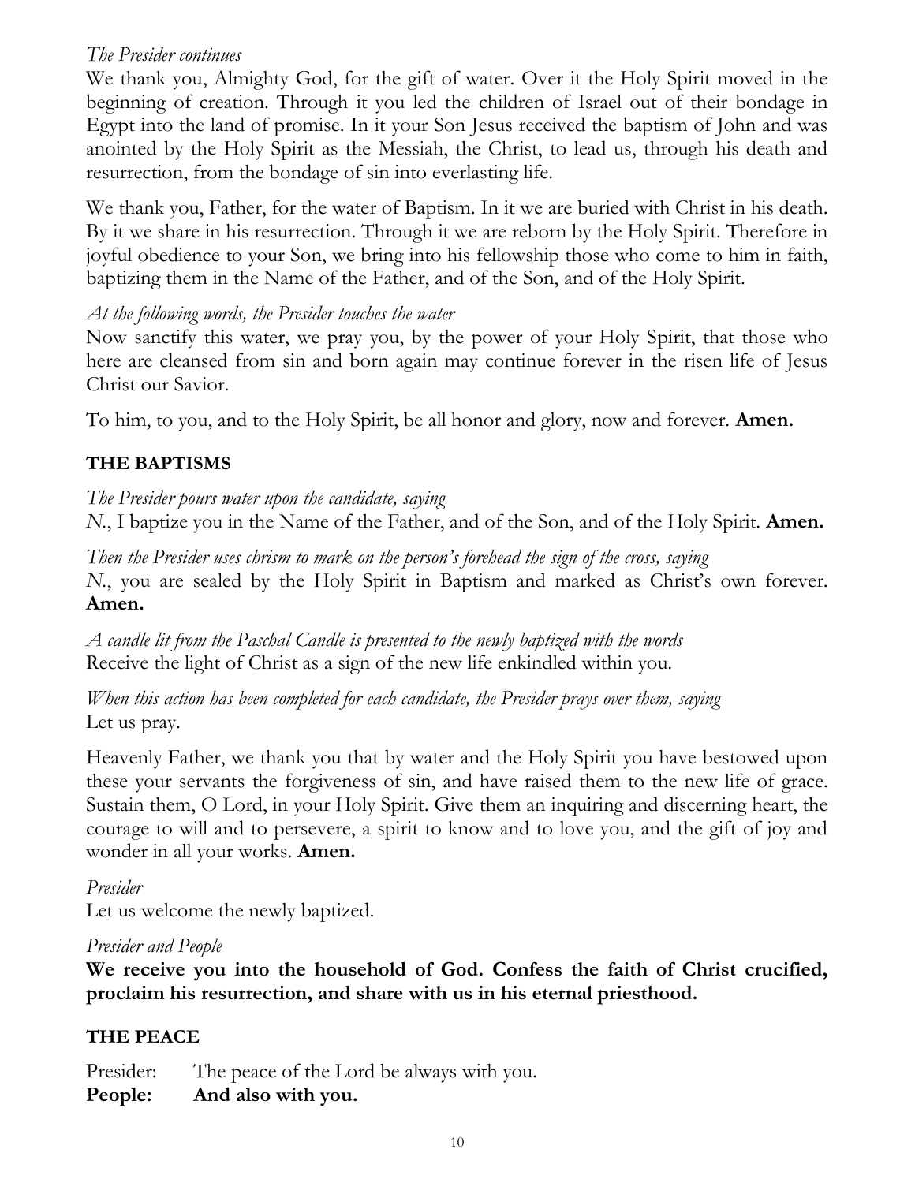*The Presider continues*
We thank you, Almighty God, for the gift of water. Over it the Holy Spirit moved in the beginning of creation. Through it you led the children of Israel out of their bondage in Egypt into the land of promise. In it your Son Jesus received the baptism of John and was anointed by the Holy Spirit as the Messiah, the Christ, to lead us, through his death and resurrection, from the bondage of sin into everlasting life.

We thank you, Father, for the water of Baptism. In it we are buried with Christ in his death. By it we share in his resurrection. Through it we are reborn by the Holy Spirit. Therefore in joyful obedience to your Son, we bring into his fellowship those who come to him in faith, baptizing them in the Name of the Father, and of the Son, and of the Holy Spirit.

*At the following words, the Presider touches the water*
Now sanctify this water, we pray you, by the power of your Holy Spirit, that those who here are cleansed from sin and born again may continue forever in the risen life of Jesus Christ our Savior.

To him, to you, and to the Holy Spirit, be all honor and glory, now and forever. **Amen.**

**THE BAPTISMS**

*The Presider pours water upon the candidate, saying*
*N.*, I baptize you in the Name of the Father, and of the Son, and of the Holy Spirit. **Amen.**

*Then the Presider uses chrism to mark on the person's forehead the sign of the cross, saying*
*N.*, you are sealed by the Holy Spirit in Baptism and marked as Christ's own forever. **Amen.**

*A candle lit from the Paschal Candle is presented to the newly baptized with the words*
Receive the light of Christ as a sign of the new life enkindled within you.

*When this action has been completed for each candidate, the Presider prays over them, saying*
Let us pray.

Heavenly Father, we thank you that by water and the Holy Spirit you have bestowed upon these your servants the forgiveness of sin, and have raised them to the new life of grace. Sustain them, O Lord, in your Holy Spirit. Give them an inquiring and discerning heart, the courage to will and to persevere, a spirit to know and to love you, and the gift of joy and wonder in all your works. **Amen.**

*Presider*
Let us welcome the newly baptized.

*Presider and People*
**We receive you into the household of God. Confess the faith of Christ crucified, proclaim his resurrection, and share with us in his eternal priesthood.**

**THE PEACE**

Presider: The peace of the Lord be always with you.
**People: And also with you.**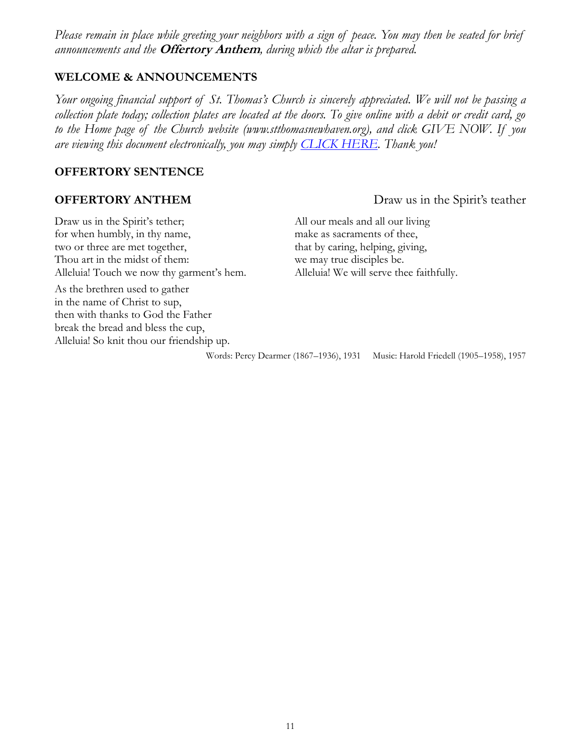*Please remain in place while greeting your neighbors with a sign of peace. You may then be seated for brief announcements and the* ***Offertory Anthem****, during which the altar is prepared.*

## WELCOME & ANNOUNCEMENTS

*Your ongoing financial support of St. Thomas's Church is sincerely appreciated. We will not be passing a collection plate today; collection plates are located at the doors. To give online with a debit or credit card, go to the Home page of the Church website (www.stthomasnewhaven.org), and click GIVE NOW. If you are viewing this document electronically, you may simply [CLICK HERE](). Thank you!*

## OFFERTORY SENTENCE

## OFFERTORY ANTHEM

Draw us in the Spirit's teather

Draw us in the Spirit's tether;
for when humbly, in thy name,
two or three are met together,
Thou art in the midst of them:
Alleluia! Touch we now thy garment's hem.

As the brethren used to gather
in the name of Christ to sup,
then with thanks to God the Father
break the bread and bless the cup,
Alleluia! So knit thou our friendship up.

All our meals and all our living
make as sacraments of thee,
that by caring, helping, giving,
we may true disciples be.
Alleluia! We will serve thee faithfully.

Words: Percy Dearmer (1867–1936), 1931   Music: Harold Friedell (1905–1958), 1957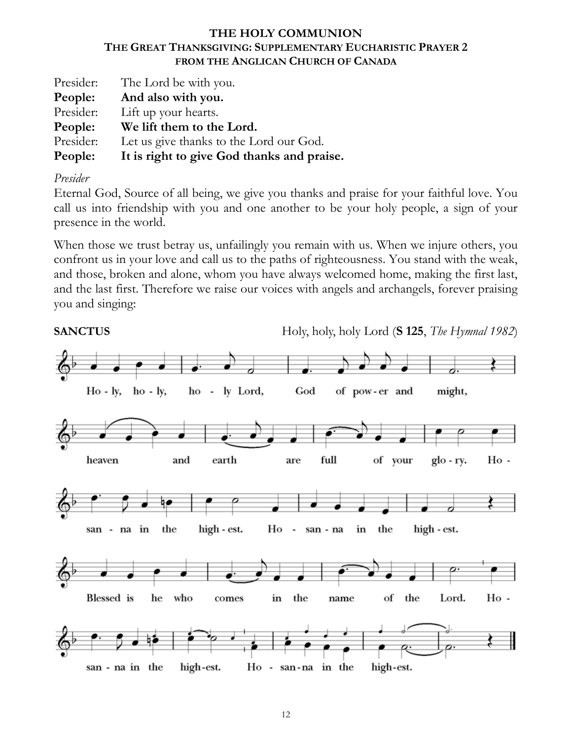# THE HOLY COMMUNION

## THE GREAT THANKSGIVING: SUPPLEMENTARY EUCHARISTIC PRAYER 2
### FROM THE ANGLICAN CHURCH OF CANADA

Presider: The Lord be with you.
**People: And also with you.**
Presider: Lift up your hearts.
**People: We lift them to the Lord.**
Presider: Let us give thanks to the Lord our God.
**People: It is right to give God thanks and praise.**

*Presider*

Eternal God, Source of all being, we give you thanks and praise for your faithful love. You call us into friendship with you and one another to be your holy people, a sign of your presence in the world.

When those we trust betray us, unfailingly you remain with us. When we injure others, you confront us in your love and call us to the paths of righteousness. You stand with the weak, and those, broken and alone, whom you have always welcomed home, making the first last, and the last first. Therefore we raise our voices with angels and archangels, forever praising you and singing:

**SANCTUS** Holy, holy, holy Lord (**S 125**, *The Hymnal 1982*)

Holy, holy, holy Lord, God of power and might,
heaven and earth are full of your glory. Hosanna in the highest. Hosanna in the highest.
Blessed is he who comes in the name of the Lord. Hosanna in the highest. Hosanna in the highest.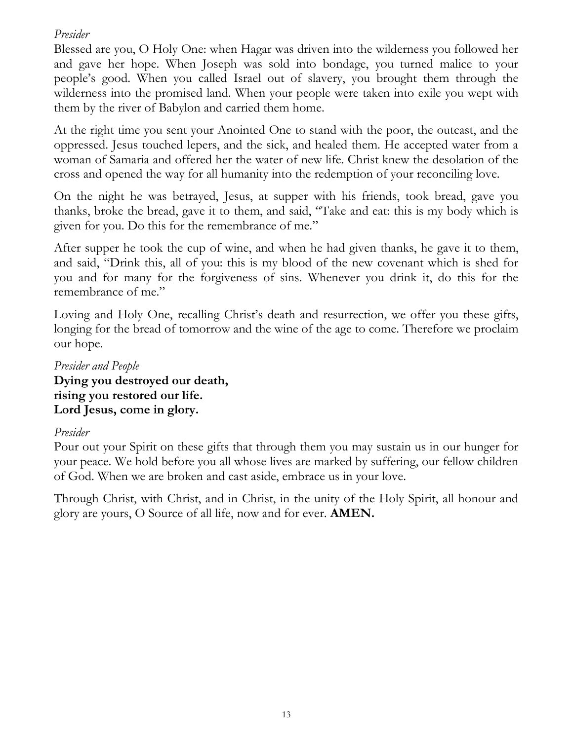*Presider*
Blessed are you, O Holy One: when Hagar was driven into the wilderness you followed her and gave her hope. When Joseph was sold into bondage, you turned malice to your people's good. When you called Israel out of slavery, you brought them through the wilderness into the promised land. When your people were taken into exile you wept with them by the river of Babylon and carried them home.

At the right time you sent your Anointed One to stand with the poor, the outcast, and the oppressed. Jesus touched lepers, and the sick, and healed them. He accepted water from a woman of Samaria and offered her the water of new life. Christ knew the desolation of the cross and opened the way for all humanity into the redemption of your reconciling love.

On the night he was betrayed, Jesus, at supper with his friends, took bread, gave you thanks, broke the bread, gave it to them, and said, "Take and eat: this is my body which is given for you. Do this for the remembrance of me."

After supper he took the cup of wine, and when he had given thanks, he gave it to them, and said, "Drink this, all of you: this is my blood of the new covenant which is shed for you and for many for the forgiveness of sins. Whenever you drink it, do this for the remembrance of me."

Loving and Holy One, recalling Christ's death and resurrection, we offer you these gifts, longing for the bread of tomorrow and the wine of the age to come. Therefore we proclaim our hope.

*Presider and People*
**Dying you destroyed our death,**
**rising you restored our life.**
**Lord Jesus, come in glory.**

*Presider*
Pour out your Spirit on these gifts that through them you may sustain us in our hunger for your peace. We hold before you all whose lives are marked by suffering, our fellow children of God. When we are broken and cast aside, embrace us in your love.

Through Christ, with Christ, and in Christ, in the unity of the Holy Spirit, all honour and glory are yours, O Source of all life, now and for ever. **AMEN.**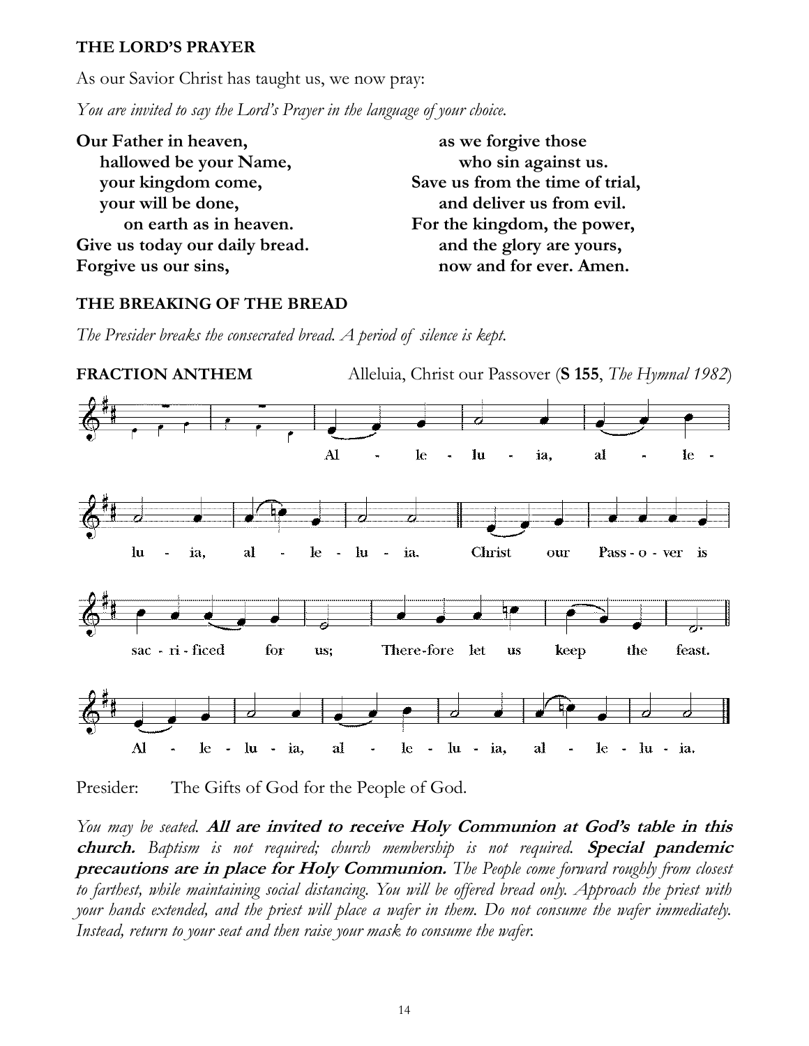**THE LORD'S PRAYER**

As our Savior Christ has taught us, we now pray:

*You are invited to say the Lord's Prayer in the language of your choice.*

**Our Father in heaven,**
**hallowed be your Name,**
**your kingdom come,**
**your will be done,**
**on earth as in heaven.**
**Give us today our daily bread.**
**Forgive us our sins,**
**as we forgive those**
**who sin against us.**
**Save us from the time of trial,**
**and deliver us from evil.**
**For the kingdom, the power,**
**and the glory are yours,**
**now and for ever. Amen.**

**THE BREAKING OF THE BREAD**

*The Presider breaks the consecrated bread. A period of silence is kept.*

**FRACTION ANTHEM** Alleluia, Christ our Passover (**S 155**, *The Hymnal 1982*)

Al - le - lu - ia, al - le - lu - ia, al - le - lu - ia. Christ our Pass - o - ver is sac - ri - ficed for us; There-fore let us keep the feast. Al - le - lu - ia, al - le - lu - ia, al - le - lu - ia.

Presider: The Gifts of God for the People of God.

*You may be seated.* **All are invited to receive Holy Communion at God's table in this church.** *Baptism is not required; church membership is not required.* **Special pandemic precautions are in place for Holy Communion.** *The People come forward roughly from closest to farthest, while maintaining social distancing. You will be offered bread only. Approach the priest with your hands extended, and the priest will place a wafer in them. Do not consume the wafer immediately. Instead, return to your seat and then raise your mask to consume the wafer.*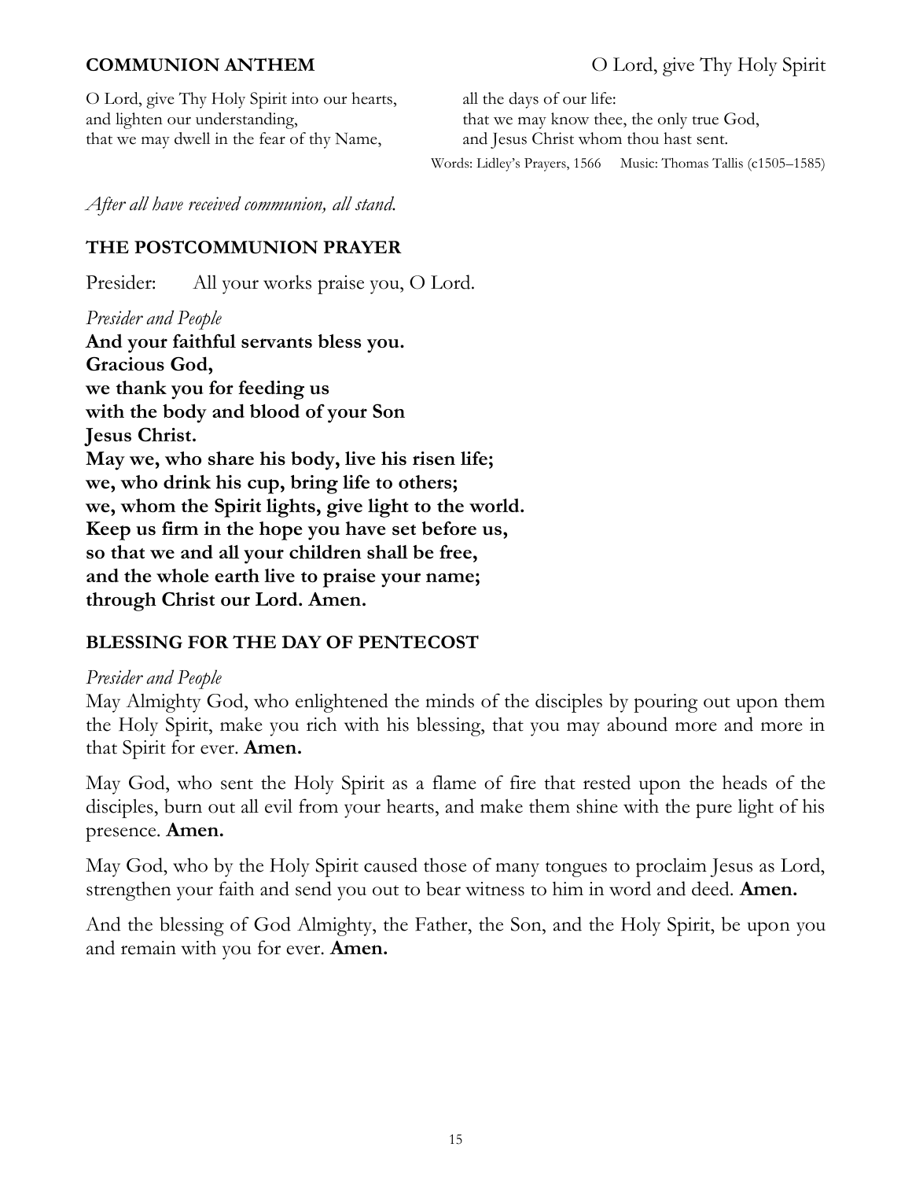**COMMUNION ANTHEM** O Lord, give Thy Holy Spirit

O Lord, give Thy Holy Spirit into our hearts,
and lighten our understanding,
that we may dwell in the fear of thy Name,
all the days of our life:
that we may know thee, the only true God,
and Jesus Christ whom thou hast sent.

Words: Lidley's Prayers, 1566 Music: Thomas Tallis (c1505–1585)

*After all have received communion, all stand.*

**THE POSTCOMMUNION PRAYER**

Presider: All your works praise you, O Lord.

*Presider and People*

**And your faithful servants bless you.**
**Gracious God,**
**we thank you for feeding us**
**with the body and blood of your Son**
**Jesus Christ.**
**May we, who share his body, live his risen life;**
**we, who drink his cup, bring life to others;**
**we, whom the Spirit lights, give light to the world.**
**Keep us firm in the hope you have set before us,**
**so that we and all your children shall be free,**
**and the whole earth live to praise your name;**
**through Christ our Lord. Amen.**

**BLESSING FOR THE DAY OF PENTECOST**

*Presider and People*

May Almighty God, who enlightened the minds of the disciples by pouring out upon them the Holy Spirit, make you rich with his blessing, that you may abound more and more in that Spirit for ever. **Amen.**

May God, who sent the Holy Spirit as a flame of fire that rested upon the heads of the disciples, burn out all evil from your hearts, and make them shine with the pure light of his presence. **Amen.**

May God, who by the Holy Spirit caused those of many tongues to proclaim Jesus as Lord, strengthen your faith and send you out to bear witness to him in word and deed. **Amen.**

And the blessing of God Almighty, the Father, the Son, and the Holy Spirit, be upon you and remain with you for ever. **Amen.**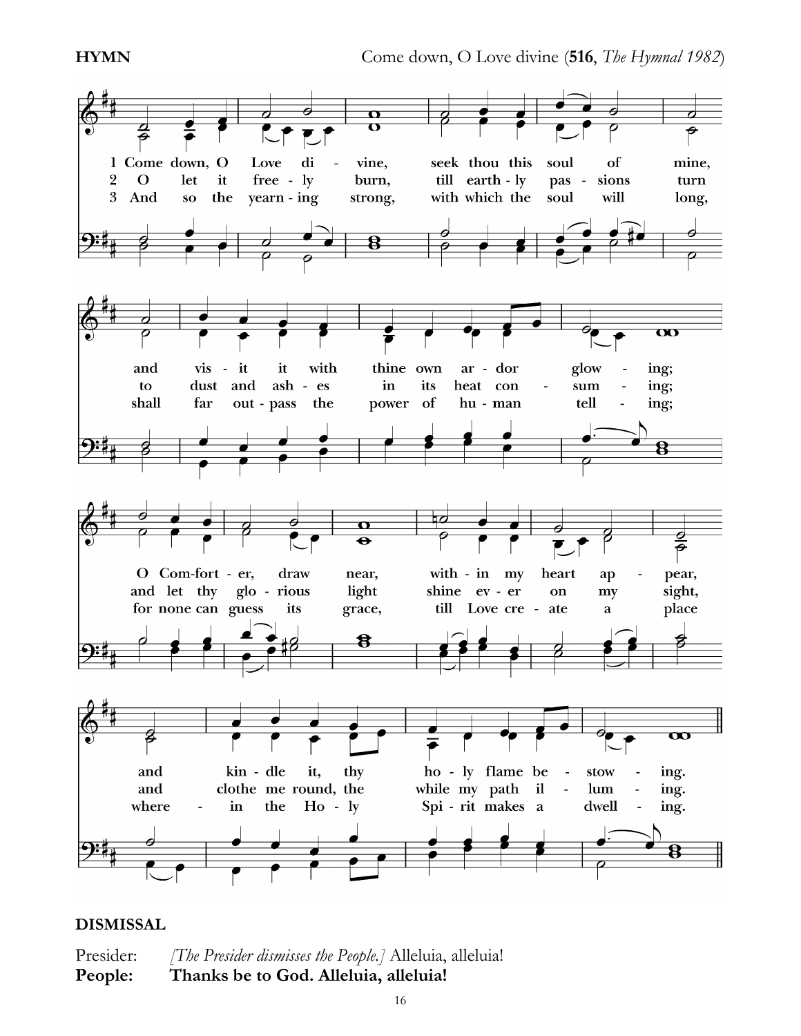**HYMN** Come down, O Love divine (**516**, *The Hymnal 1982*)

1 Come down, O Love divine, seek thou this soul of mine, and visit it with thine own ardor glowing; O Comforter, draw near, within my heart appear, and kindle it, thy holy flame bestowing.

2 O let it freely burn, till earthly passions turn to dust and ashes in its heat consuming; and let thy glorious light shine ever on my sight, and clothe me round, the while my path illuming.

3 And so the yearning strong, with which the soul will long, shall far outpass the power of human telling; for none can guess its grace, till Love create a place wherein the Holy Spirit makes a dwelling.

## DISMISSAL

Presider: *[The Presider dismisses the People.]* Alleluia, alleluia!
**People: Thanks be to God. Alleluia, alleluia!**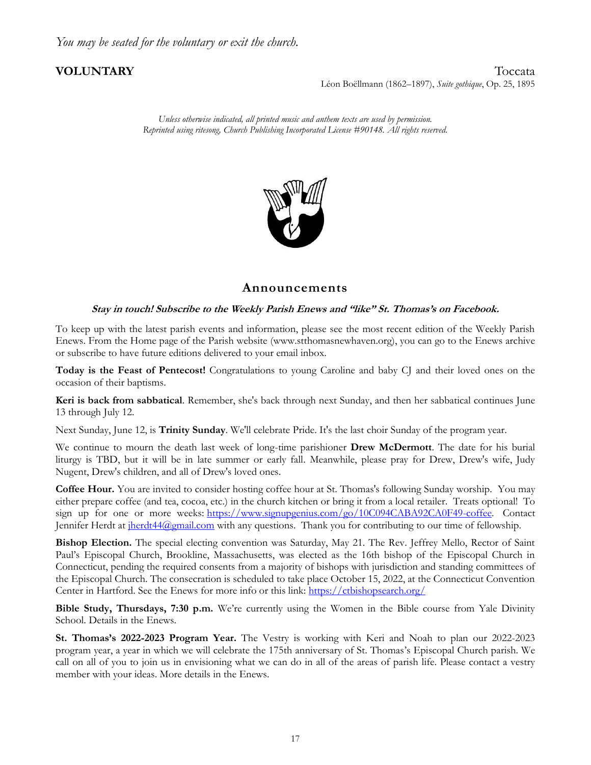*You may be seated for the voluntary or exit the church.*

**VOLUNTARY** Toccata

Léon Boëllmann (1862–1897), *Suite gothique*, Op. 25, 1895

*Unless otherwise indicated, all printed music and anthem texts are used by permission.*
*Reprinted using ritesong, Church Publishing Incorporated License #90148. All rights reserved.*

## Announcements

***Stay in touch! Subscribe to the Weekly Parish Enews and "like" St. Thomas's on Facebook.***

To keep up with the latest parish events and information, please see the most recent edition of the Weekly Parish Enews. From the Home page of the Parish website (www.stthomasnewhaven.org), you can go to the Enews archive or subscribe to have future editions delivered to your email inbox.

**Today is the Feast of Pentecost!** Congratulations to young Caroline and baby CJ and their loved ones on the occasion of their baptisms.

**Keri is back from sabbatical**. Remember, she's back through next Sunday, and then her sabbatical continues June 13 through July 12.

Next Sunday, June 12, is **Trinity Sunday**. We'll celebrate Pride. It's the last choir Sunday of the program year.

We continue to mourn the death last week of long-time parishioner **Drew McDermott**. The date for his burial liturgy is TBD, but it will be in late summer or early fall. Meanwhile, please pray for Drew, Drew's wife, Judy Nugent, Drew's children, and all of Drew's loved ones.

**Coffee Hour.** You are invited to consider hosting coffee hour at St. Thomas's following Sunday worship. You may either prepare coffee (and tea, cocoa, etc.) in the church kitchen or bring it from a local retailer. Treats optional! To sign up for one or more weeks: https://www.signupgenius.com/go/10C094CABA92CA0F49-coffee. Contact Jennifer Herdt at jherdt44@gmail.com with any questions. Thank you for contributing to our time of fellowship.

**Bishop Election.** The special electing convention was Saturday, May 21. The Rev. Jeffrey Mello, Rector of Saint Paul's Episcopal Church, Brookline, Massachusetts, was elected as the 16th bishop of the Episcopal Church in Connecticut, pending the required consents from a majority of bishops with jurisdiction and standing committees of the Episcopal Church. The consecration is scheduled to take place October 15, 2022, at the Connecticut Convention Center in Hartford. See the Enews for more info or this link: https://ctbishopsearch.org/

**Bible Study, Thursdays, 7:30 p.m.** We're currently using the Women in the Bible course from Yale Divinity School. Details in the Enews.

**St. Thomas's 2022-2023 Program Year.** The Vestry is working with Keri and Noah to plan our 2022-2023 program year, a year in which we will celebrate the 175th anniversary of St. Thomas's Episcopal Church parish. We call on all of you to join us in envisioning what we can do in all of the areas of parish life. Please contact a vestry member with your ideas. More details in the Enews.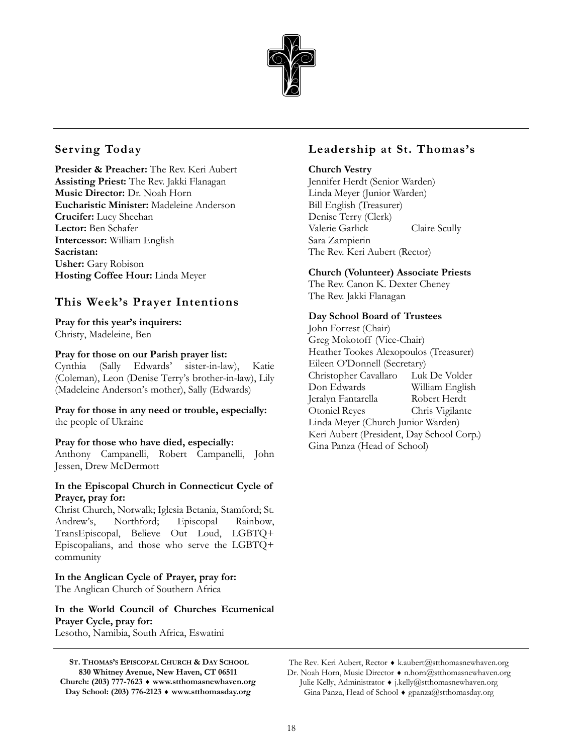## Serving Today

**Presider & Preacher:** The Rev. Keri Aubert
**Assisting Priest:** The Rev. Jakki Flanagan
**Music Director:** Dr. Noah Horn
**Eucharistic Minister:** Madeleine Anderson
**Crucifer:** Lucy Sheehan
**Lector:** Ben Schafer
**Intercessor:** William English
**Sacristan:**
**Usher:** Gary Robison
**Hosting Coffee Hour:** Linda Meyer

## This Week's Prayer Intentions

**Pray for this year's inquirers:**
Christy, Madeleine, Ben

**Pray for those on our Parish prayer list:**
Cynthia (Sally Edwards' sister-in-law), Katie (Coleman), Leon (Denise Terry's brother-in-law), Lily (Madeleine Anderson's mother), Sally (Edwards)

**Pray for those in any need or trouble, especially:**
the people of Ukraine

**Pray for those who have died, especially:**
Anthony Campanelli, Robert Campanelli, John Jessen, Drew McDermott

**In the Episcopal Church in Connecticut Cycle of Prayer, pray for:**
Christ Church, Norwalk; Iglesia Betania, Stamford; St. Andrew's, Northford; Episcopal Rainbow, TransEpiscopal, Believe Out Loud, LGBTQ+ Episcopalians, and those who serve the LGBTQ+ community

**In the Anglican Cycle of Prayer, pray for:**
The Anglican Church of Southern Africa

**In the World Council of Churches Ecumenical Prayer Cycle, pray for:**
Lesotho, Namibia, South Africa, Eswatini

## Leadership at St. Thomas's

**Church Vestry**
Jennifer Herdt (Senior Warden)
Linda Meyer (Junior Warden)
Bill English (Treasurer)
Denise Terry (Clerk)
Valerie Garlick
Claire Scully
Sara Zampierin
The Rev. Keri Aubert (Rector)

**Church (Volunteer) Associate Priests**
The Rev. Canon K. Dexter Cheney
The Rev. Jakki Flanagan

**Day School Board of Trustees**
John Forrest (Chair)
Greg Mokotoff (Vice-Chair)
Heather Tookes Alexopoulos (Treasurer)
Eileen O'Donnell (Secretary)
Christopher Cavallaro
Luk De Volder
Don Edwards
William English
Jeralyn Fantarella
Robert Herdt
Otoniel Reyes
Chris Vigilante
Linda Meyer (Church Junior Warden)
Keri Aubert (President, Day School Corp.)
Gina Panza (Head of School)

**ST. THOMAS'S EPISCOPAL CHURCH & DAY SCHOOL**
**830 Whitney Avenue, New Haven, CT 06511**
**Church: (203) 777-7623 ♦ www.stthomasnewhaven.org**
**Day School: (203) 776-2123 ♦ www.stthomasday.org**

The Rev. Keri Aubert, Rector ♦ k.aubert@stthomasnewhaven.org
Dr. Noah Horn, Music Director ♦ n.horn@stthomasnewhaven.org
Julie Kelly, Administrator ♦ j.kelly@stthomasnewhaven.org
Gina Panza, Head of School ♦ gpanza@stthomasday.org